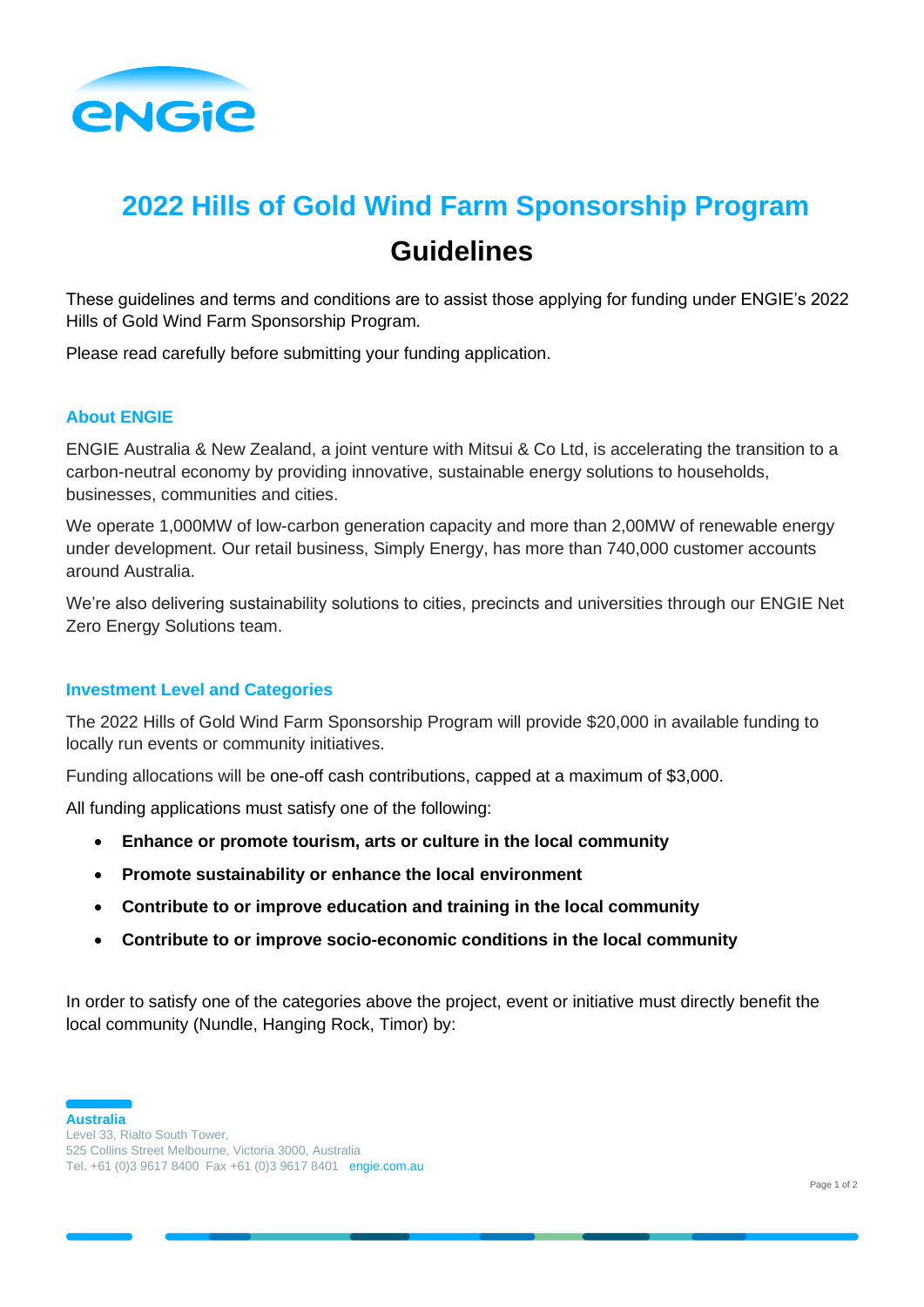# 2022 Hills of Gold Wind Farm Sponsorship Program

## Guidelines

These guidelines and terms and conditions are to assist those applying for funding under ENGIE's 2022 Hills of Gold Wind Farm Sponsorship Program.

Please read carefully before submitting your funding application.

### About ENGIE

ENGIE Australia & New Zealand, a joint venture with Mitsui & Co Ltd, is accelerating the transition to a carbon-neutral economy by providing innovative, sustainable energy solutions to households, businesses, communities and cities.

We operate 1,000MW of low-carbon generation capacity and more than 2,00MW of renewable energy under development. Our retail business, Simply Energy, has more than 740,000 customer accounts around Australia.

We're also delivering sustainability solutions to cities, precincts and universities through our ENGIE Net Zero Energy Solutions team.

### Investment Level and Categories

The 2022 Hills of Gold Wind Farm Sponsorship Program will provide $20,000 in available funding to locally run events or community initiatives.

Funding allocations will be one-off cash contributions, capped at a maximum of $3,000.

All funding applications must satisfy one of the following:

- **Enhance or promote tourism, arts or culture in the local community**
- **Promote sustainability or enhance the local environment**
- **Contribute to or improve education and training in the local community**
- **Contribute to or improve socio-economic conditions in the local community**

In order to satisfy one of the categories above the project, event or initiative must directly benefit the local community (Nundle, Hanging Rock, Timor) by:

**Australia**
Level 33, Rialto South Tower,
525 Collins Street Melbourne, Victoria 3000, Australia
Tel. +61 (0)3 9617 8400 Fax +61 (0)3 9617 8401 engie.com.au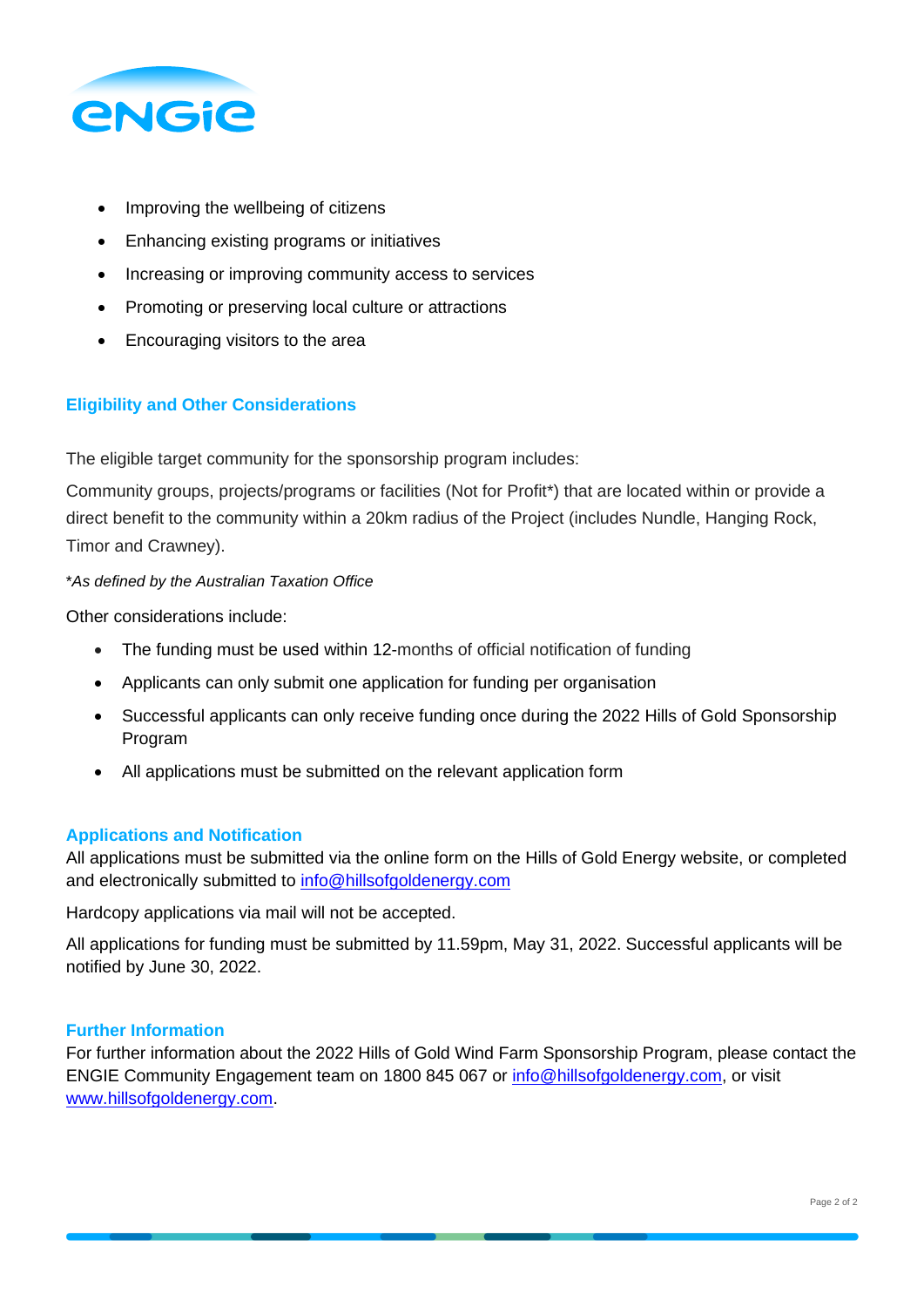- Improving the wellbeing of citizens
- Enhancing existing programs or initiatives
- Increasing or improving community access to services
- Promoting or preserving local culture or attractions
- Encouraging visitors to the area

## Eligibility and Other Considerations

The eligible target community for the sponsorship program includes:

Community groups, projects/programs or facilities (Not for Profit*) that are located within or provide a direct benefit to the community within a 20km radius of the Project (includes Nundle, Hanging Rock, Timor and Crawney).

*\*As defined by the Australian Taxation Office*

Other considerations include:

- The funding must be used within 12-months of official notification of funding
- Applicants can only submit one application for funding per organisation
- Successful applicants can only receive funding once during the 2022 Hills of Gold Sponsorship Program
- All applications must be submitted on the relevant application form

## Applications and Notification

All applications must be submitted via the online form on the Hills of Gold Energy website, or completed and electronically submitted to info@hillsofgoldenergy.com

Hardcopy applications via mail will not be accepted.

All applications for funding must be submitted by 11.59pm, May 31, 2022. Successful applicants will be notified by June 30, 2022.

## Further Information

For further information about the 2022 Hills of Gold Wind Farm Sponsorship Program, please contact the ENGIE Community Engagement team on 1800 845 067 or info@hillsofgoldenergy.com, or visit www.hillsofgoldenergy.com.